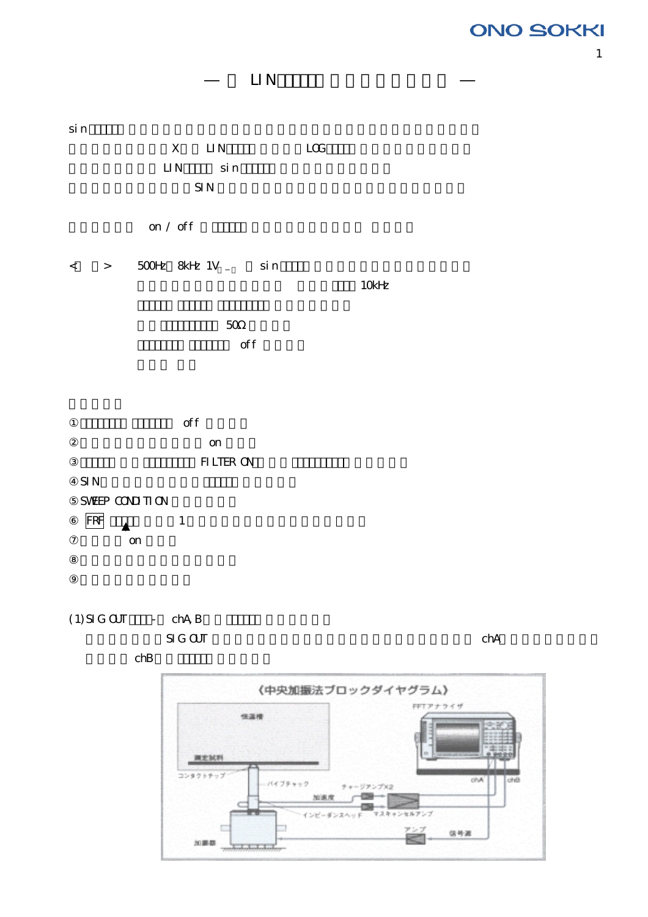# — LIN —

sin

X LIN LOG

LIN sin

SIN

on / off

< > 500Hz 8kHz 1V sin

10kHz

50Ω

off

① off

② on

③ FILTER ON

④ SIN

⑤ SWEEP CONDITION

⑥ FRF ▲ 1

⑦ on

⑧

⑨

(1) SIG OUT - chA, B

SIG OUT chA

chB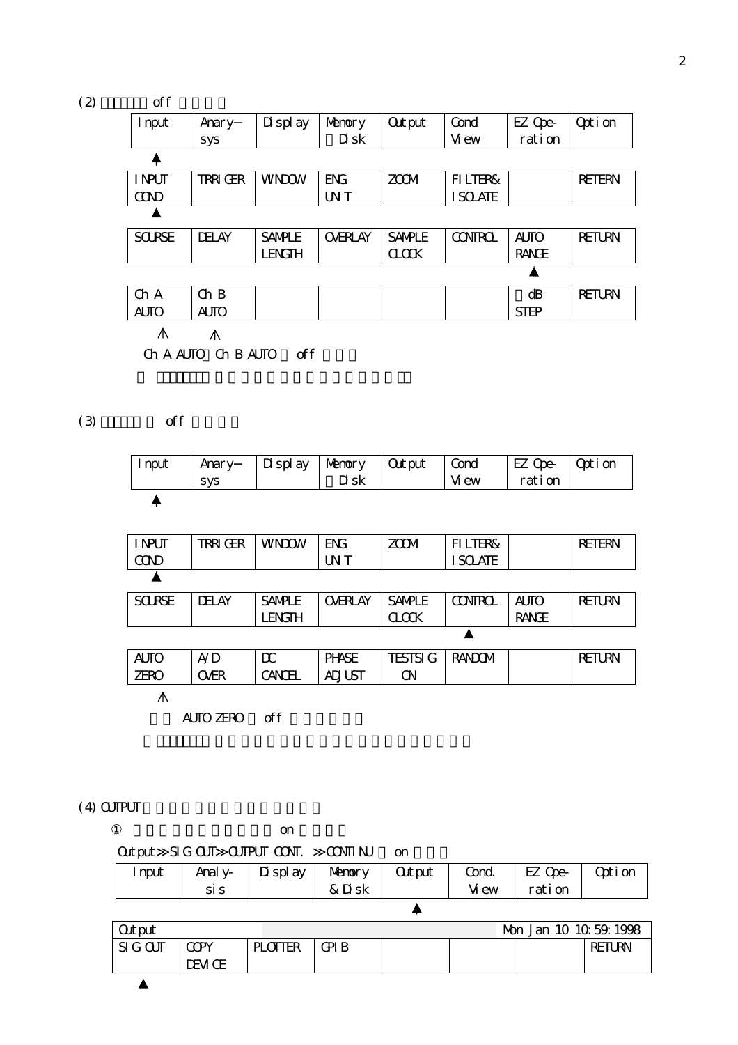(2) off

| Input | Anary– sys | Display | Memory Disk | Output | Cond View | EZ Ope- ration | Option |
|---|---|---|---|---|---|---|---|

▲

| INPUT COND | TRRIGER | WINDOW | ENG UNIT | ZOOM | FILTER& ISOLATE | | RETERN |
|---|---|---|---|---|---|---|---|

▲

| SOURSE | DELAY | SAMPLE LENGTH | OVERLAY | SAMPLE CLOCK | CONTROL | AUTO RANGE | RETURN |
|---|---|---|---|---|---|---|---|

▲ (AUTO RANGE)

| Ch A AUTO | Ch B AUTO | | | | | dB STEP | RETURN |
|---|---|---|---|---|---|---|---|

∧ ∧

Ch A AUTO Ch B AUTO off

(3) off

| Input | Anary– sys | Display | Memory Disk | Output | Cond View | EZ Ope- ration | Option |
|---|---|---|---|---|---|---|---|

▲

| INPUT COND | TRRIGER | WINDOW | ENG UNIT | ZOOM | FILTER& ISOLATE | | RETERN |
|---|---|---|---|---|---|---|---|

▲

| SOURSE | DELAY | SAMPLE LENGTH | OVERLAY | SAMPLE CLOCK | CONTROL | AUTO RANGE | RETURN |
|---|---|---|---|---|---|---|---|

▲ (CONTROL)

| AUTO ZERO | A/D OVER | DC CANCEL | PHASE ADJUST | TESTSIG ON | RANDOM | | RETURN |
|---|---|---|---|---|---|---|---|

∧

AUTO ZERO off

(4) OUTPUT

① on

Output≫SIG OUT≫OUTPUT CONT. ≫CONTINU on

| Input | Analy- sis | Display | Memory & Disk | Output | Cond. View | EZ Ope- ration | Option |
|---|---|---|---|---|---|---|---|

▲ (Output)

| Output | | | | | | Mon Jan 10 10:59:1998 | |
|---|---|---|---|---|---|---|---|
| SIG OUT | COPY DEVICE | PLOTTER | GPIB | | | | RETURN |

▲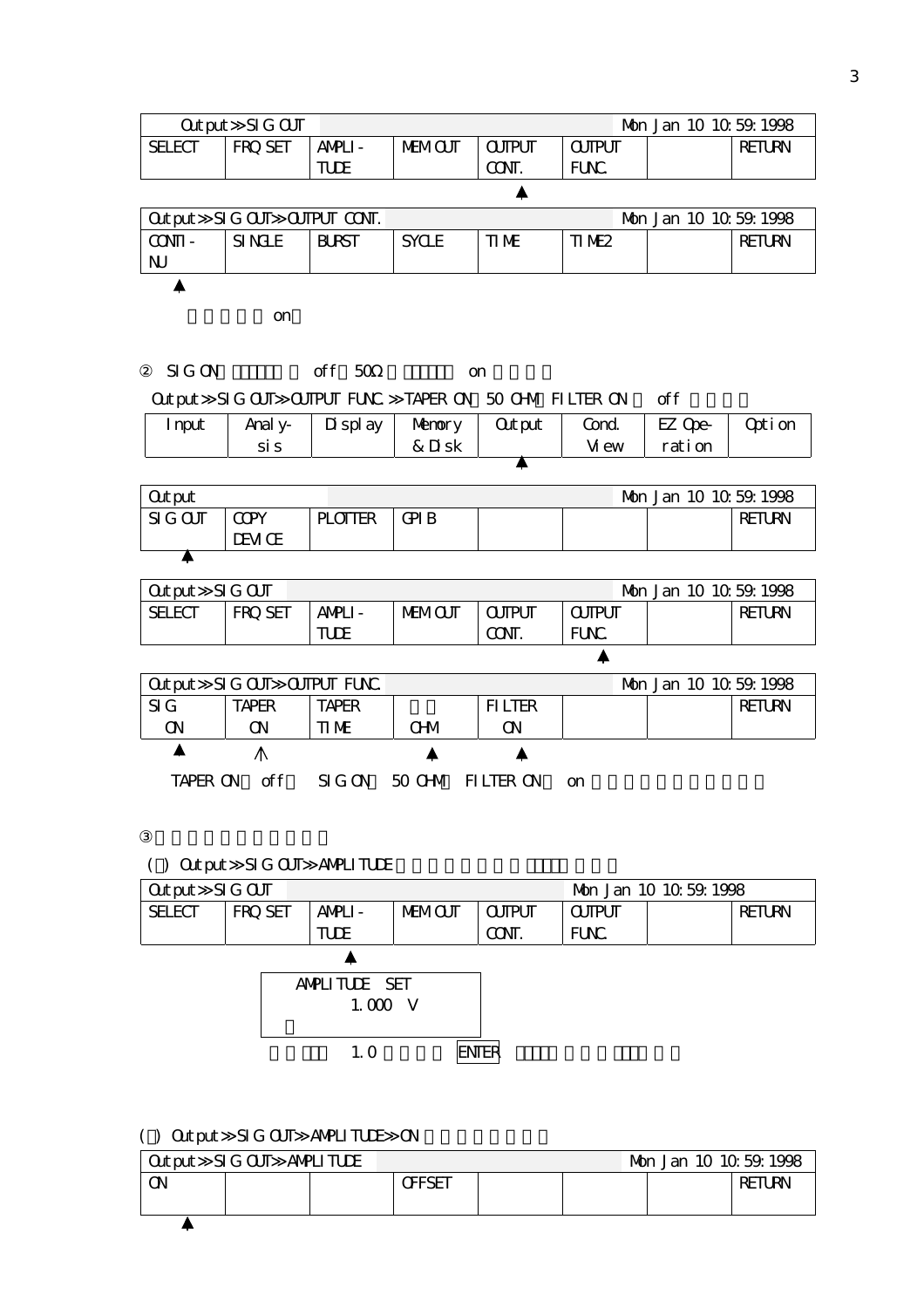| Output>>SIG OUT | | | | | | Mon Jan 10 10:59:1998 | |
|---|---|---|---|---|---|---|---|
| SELECT | FRQ SET | AMPLI-TUDE | MEM OUT | OUTPUT CONT. | OUTPUT FUNC. | | RETURN |
| | | | | ▲ | | | |

| Output>>SIG OUT>>OUTPUT CONT. | | | | | | Mon Jan 10 10:59:1998 | |
|---|---|---|---|---|---|---|---|
| CONTI-NU | SINGLE | BURST | SYCLE | TIME | TIME2 | | RETURN |
| ▲ | | | | | | | |

on

② SIG ON off 50Ω on

Output>>SIG OUT>>OUTPUT FUNC.>>TAPER ON 50 OHM FILTER ON off

| Input | Analy-sis | Display | Memory & Disk | Output | Cond. View | EZ Ope-ration | Option |
|---|---|---|---|---|---|---|---|
| | | | | ▲ | | | |

| Output | | | | | | Mon Jan 10 10:59:1998 | |
|---|---|---|---|---|---|---|---|
| SIG OUT | COPY DEVICE | PLOTTER | GPIB | | | | RETURN |
| ▲ | | | | | | | |

| Output>>SIG OUT | | | | | | Mon Jan 10 10:59:1998 | |
|---|---|---|---|---|---|---|---|
| SELECT | FRQ SET | AMPLI-TUDE | MEM OUT | OUTPUT CONT. | OUTPUT FUNC. | | RETURN |
| | | | | | ▲ | | |

| Output>>SIG OUT>>OUTPUT FUNC. | | | | | | Mon Jan 10 10:59:1998 | |
|---|---|---|---|---|---|---|---|
| SIG ON | TAPER ON | TAPER TIME | OHM | FILTER ON | | | RETURN |
| ▲ | /\ | | ▲ | ▲ | | | |

TAPER ON off SIG ON 50 OHM FILTER ON on

③

( ) Output>>SIG OUT>>AMPLITUDE

| Output>>SIG OUT | | | | | Mon Jan 10 10:59:1998 | | |
|---|---|---|---|---|---|---|---|
| SELECT | FRQ SET | AMPLI-TUDE | MEM OUT | OUTPUT CONT. | OUTPUT FUNC. | | RETURN |
| | | ▲ | | | | | |

AMPLITUDE SET
1.000 V

1.0 ENTER

( ) Output>>SIG OUT>>AMPLITUDE>>ON

| Output>>SIG OUT>>AMPLITUDE | | | | | | Mon Jan 10 10:59:1998 | |
|---|---|---|---|---|---|---|---|
| ON | | | OFFSET | | | | RETURN |
| ▲ | | | | | | | |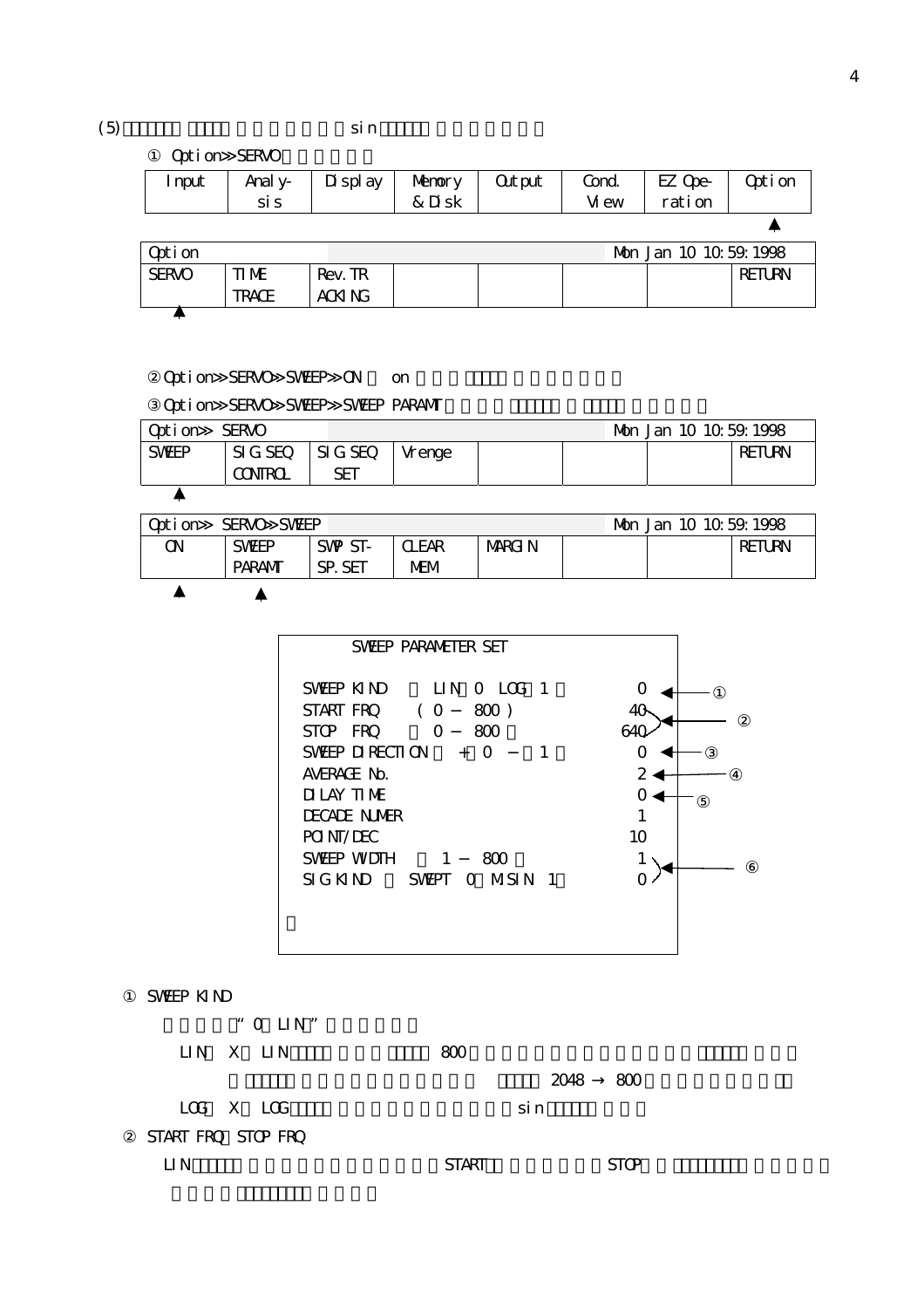(5) sin

① Option>>SERVO

| Input | Analy-sis | Display | Memory & Disk | Output | Cond. View | EZ Ope-ration | Option |
|---|---|---|---|---|---|---|---|
| | | | | | | | ▲ |

| Option | | | | | | Mon Jan 10 10:59:1998 | |
|---|---|---|---|---|---|---|---|
| SERVO | TIME TRACE | Rev.TR ACKING | | | | | RETURN |
| ▲ | | | | | | | |

② Option>>SERVO>>SWEEP>>ON on

③ Option>>SERVO>>SWEEP>>SWEEP PARAMT

| Option>> SERVO | | | | | | Mon Jan 10 10:59:1998 | |
|---|---|---|---|---|---|---|---|
| SWEEP | SIG SEQ CONTROL | SIG SEQ SET | Vrenge | | | | RETURN |
| ▲ | | | | | | | |

| Option>> SERVO>>SWEEP | | | | | | Mon Jan 10 10:59:1998 | |
|---|---|---|---|---|---|---|---|
| ON | SWEEP PARAMT | SWP ST-SP.SET | CLEAR MEM | MARGIN | | | RETURN |
| ▲ | ▲ | | | | | | |

```
SWEEP PARAMETER SET

SWEEP KIND      LIN 0  LOG 1           0   ← ①
START FRQ     ( 0 − 800 )             40   ← ②
STOP  FRQ       0 − 800              640   ←
SWEEP DIRECTION   + 0  −  1            0   ← ③
AVERAGE No.                            2   ← ④
DILAY TIME                             0   ← ⑤
DECADE NUMER                           1
POINT/DEC                             10
SWEEP WIDTH     1 − 800                1   ← ⑥
SIG KIND    SWEPT  0  MSIN  1          0   ←
```

① SWEEP KIND

"0 LIN"

LIN X LIN 800

2048 → 800

LOG X LOG sin

② START FRQ STOP FRQ

LIN START STOP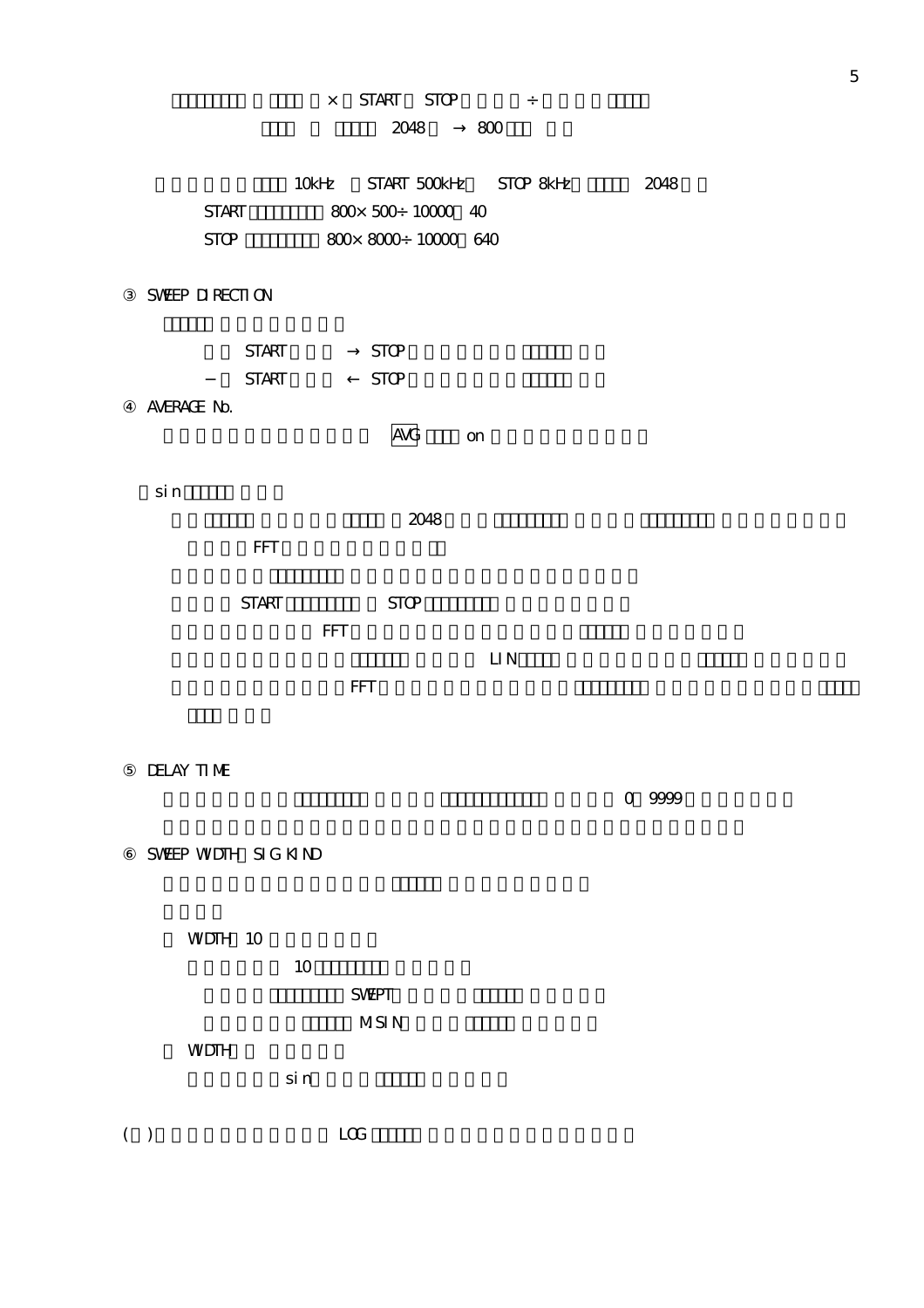× START STOP ÷

2048 → 800

10kHz START 500kHz STOP 8kHz 2048

START 800× 500÷ 10000 40

STOP 800× 8000÷ 10000 640

③ SWEEP DIRECTION

START → STOP

− START ← STOP

④ AVERAGE No.

AVG on

sin

2048

FFT

START STOP

FFT

LIN

FFT

⑤ DELAY TIME

0 9999

⑥ SWEEP WIDTH SIG KIND

WIDTH 10

10

SWEPT

MSIN

WIDTH

sin

( ) LOG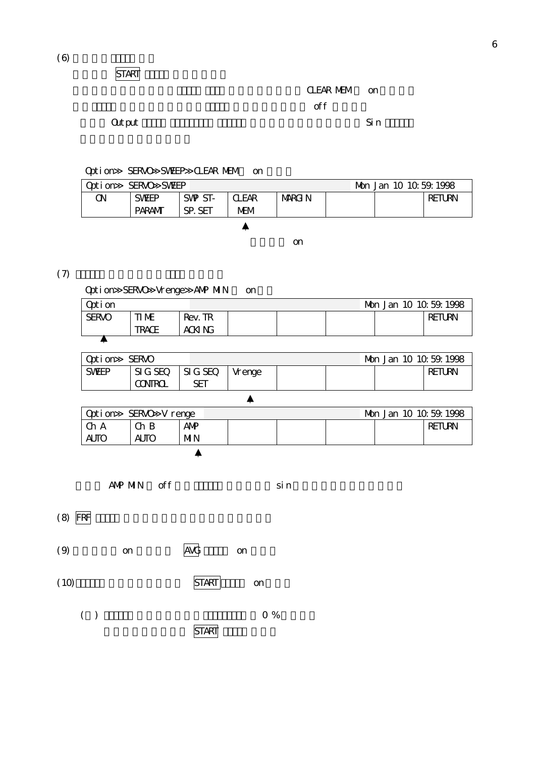(6)

START

CLEAR MEM on

off

Output Sin

Option>> SERVO>> SWEEP>> CLEAR MEM on

| Option>> SERVO>> SWEEP | | | | | | Mon Jan 10 10:59:1998 | |
|---|---|---|---|---|---|---|---|
| ON | SWEEP PARAMT | SWP ST-SP.SET | CLEAR MEM | MARGIN | | | RETURN |

on

(7)

Option>>SERVO>>Vrenge>>AMP MIN on

| Option | | | | | | Mon Jan 10 10:59:1998 | |
|---|---|---|---|---|---|---|---|
| SERVO | TIME TRACE | Rev.TR ACKING | | | | | RETURN |

| Option>> SERVO | | | | | | Mon Jan 10 10:59:1998 | |
|---|---|---|---|---|---|---|---|
| SWEEP | SIG SEQ CONTROL | SIG SEQ SET | Vrenge | | | | RETURN |

| Option>> SERVO>> V renge | | | | | | Mon Jan 10 10:59:1998 | |
|---|---|---|---|---|---|---|---|
| Ch A AUTO | Ch B AUTO | AMP MIN | | | | | RETURN |

AMP MIN off sin

(8) FRF

(9) on AVG on

(10) START on

( ) 0 %

START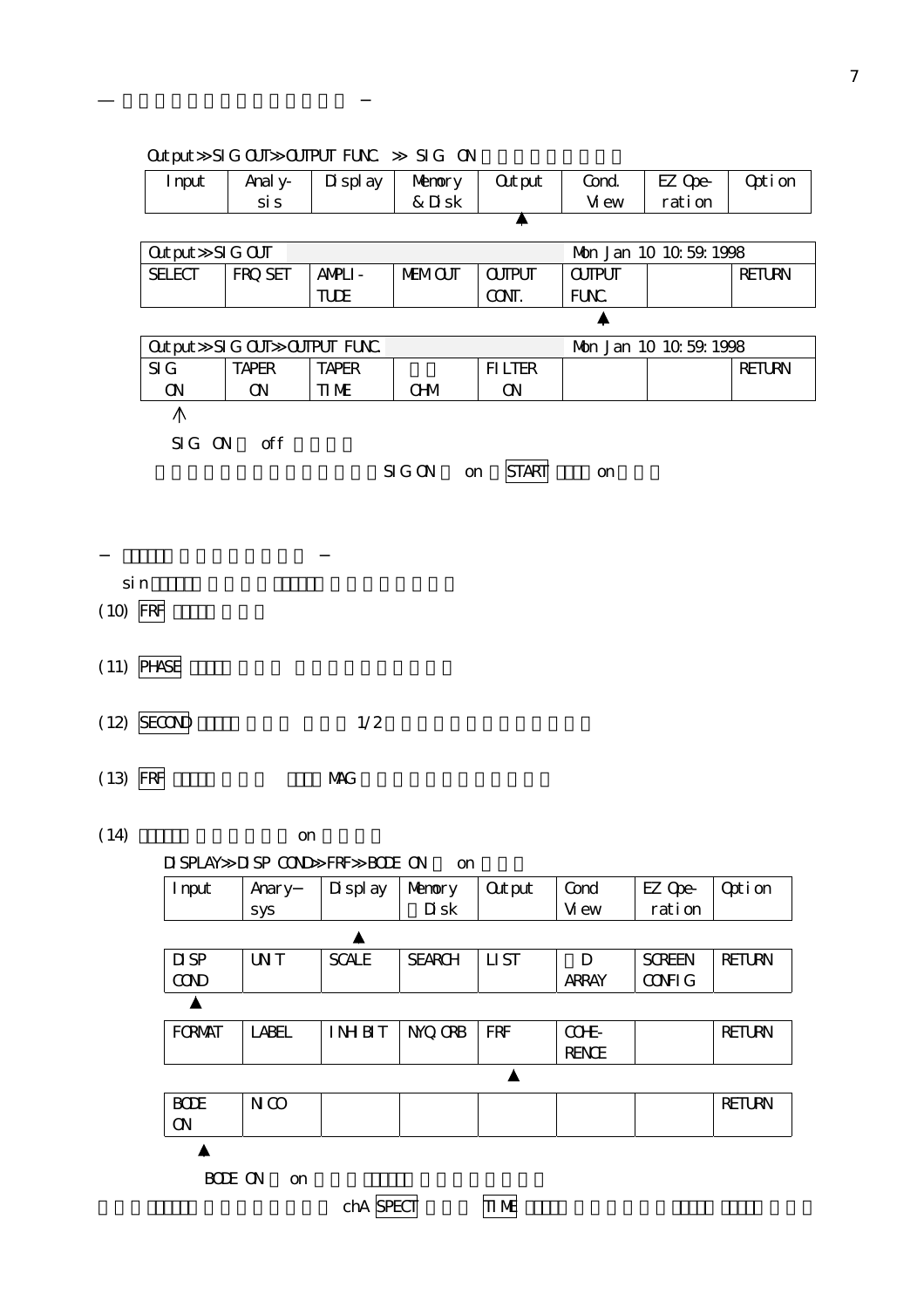—　　　　　　　　　　　　　　　—

Output≫SIG OUT≫OUTPUT FUNC. ≫ SIG ON

| Input | Analy-sis | Display | Memory & Disk | Output | Cond. View | EZ Ope-ration | Option |
|---|---|---|---|---|---|---|---|
| | | | | ▲ | | | |

| Output≫SIG OUT | | | | | Mon Jan 10 10:59:1998 | | |
|---|---|---|---|---|---|---|---|
| SELECT | FRQ SET | AMPLI-TUDE | MEM OUT | OUTPUT CONT. | OUTPUT FUNC. | | RETURN |
| | | | | | ▲ | | |

| Output≫SIG OUT≫OUTPUT FUNC. | | | | | Mon Jan 10 10:59:1998 | | |
|---|---|---|---|---|---|---|---|
| SIG ON | TAPER ON | TAPER TIME | OHM | FILTER ON | | | RETURN |
| ↑ | | | | | | | |

SIG ON　off

SIG ON　on　START　on

—　　　　　　　　　　　—

sin

(10) FRF

(11) PHASE

(12) SECOND　　　　1/2

(13) FRF　　　　MAG

(14)　　　　on

DISPLAY≫DISP COND≫FRF≫BODE ON　on

| Input | Anary−sys | Display | Memory Disk | Output | Cond View | EZ Ope-ration | Option |
|---|---|---|---|---|---|---|---|
| | | ▲ | | | | | |

| DISP COND | UNIT | SCALE | SEARCH | LIST | D ARRAY | SCREEN CONFIG | RETURN |
|---|---|---|---|---|---|---|---|
| ▲ | | | | | | | |

| FORMAT | LABEL | INHIBIT | NYQ ORB | FRF | COHE-RENCE | | RETURN |
|---|---|---|---|---|---|---|---|
| | | | | ▲ | | | |

| BODE ON | NICO | | | | | | RETURN |
|---|---|---|---|---|---|---|---|
| ▲ | | | | | | | |

BODE ON　on

chA SPECT　　TIME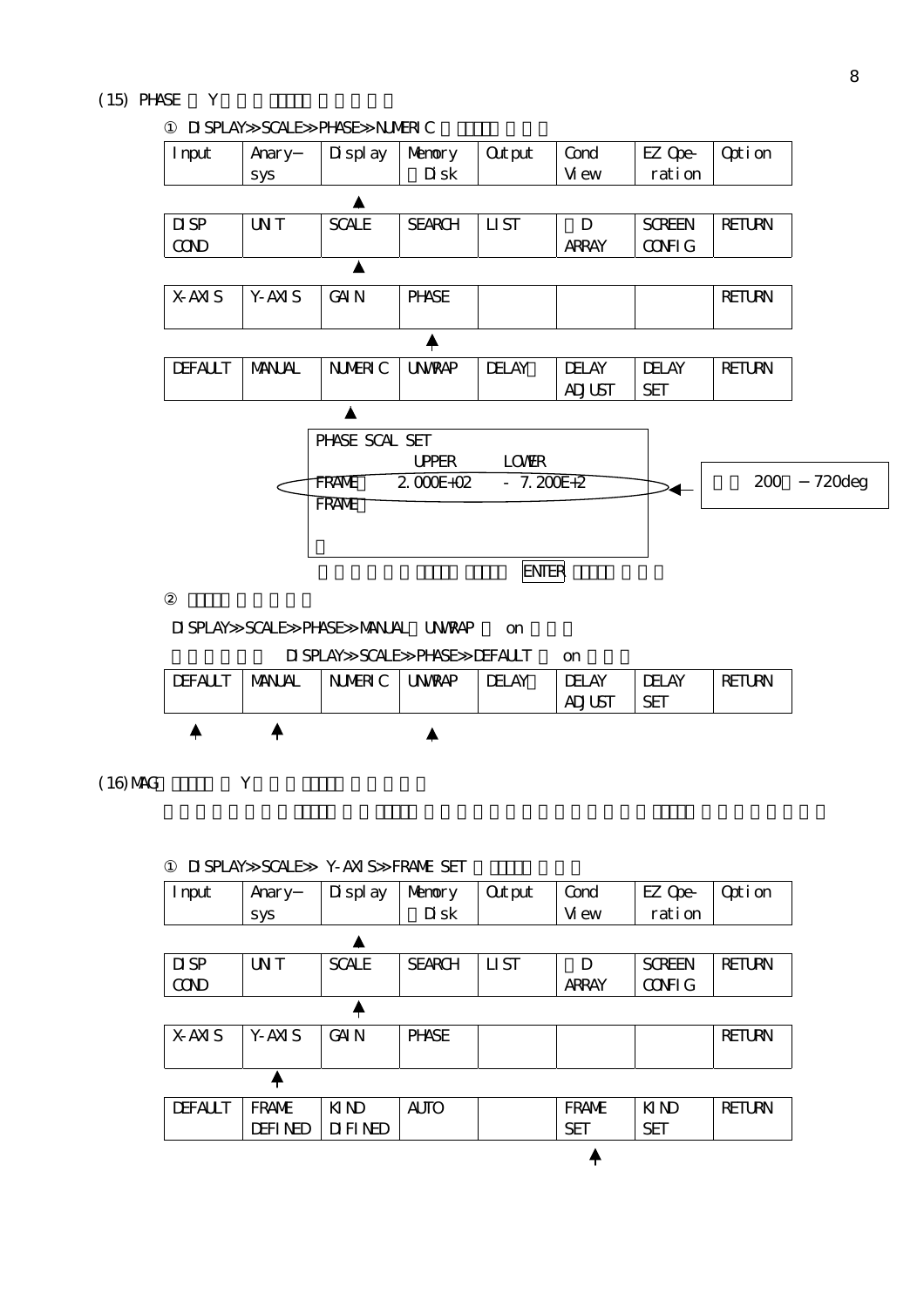(15) PHASE Y

① DISPLAY>>SCALE>>PHASE>>NUMERIC

| Input | Anary−sys | Display | Memory Disk | Output | Cond View | EZ Ope-ration | Option |
|---|---|---|---|---|---|---|---|

| DISP COND | UNIT | SCALE | SEARCH | LIST | D ARRAY | SCREEN CONFIG | RETURN |
|---|---|---|---|---|---|---|---|

| X-AXIS | Y-AXIS | GAIN | PHASE | | | | RETURN |
|---|---|---|---|---|---|---|---|

| DEFAULT | MANUAL | NUMERIC | UNWRAP | DELAY | DELAY ADJUST | DELAY SET | RETURN |
|---|---|---|---|---|---|---|---|

```
PHASE SCAL SET
            UPPER       LOWER
FRAME    2.000E+02    - 7.200E+2
FRAME
```

200 −720deg

ENTER

②

DISPLAY>>SCALE>>PHASE>>MANUAL UNWRAP on

DISPLAY>>SCALE>>PHASE>>DEFAULT on

| DEFAULT | MANUAL | NUMERIC | UNWRAP | DELAY | DELAY ADJUST | DELAY SET | RETURN |
|---|---|---|---|---|---|---|---|

(16) MAG Y

① DISPLAY>>SCALE>> Y-AXIS>>FRAME SET

| Input | Anary−sys | Display | Memory Disk | Output | Cond View | EZ Ope-ration | Option |
|---|---|---|---|---|---|---|---|

| DISP COND | UNIT | SCALE | SEARCH | LIST | D ARRAY | SCREEN CONFIG | RETURN |
|---|---|---|---|---|---|---|---|

| X-AXIS | Y-AXIS | GAIN | PHASE | | | | RETURN |
|---|---|---|---|---|---|---|---|

| DEFAULT | FRAME DEFINED | KIND DIFINED | AUTO | | FRAME SET | KIND SET | RETURN |
|---|---|---|---|---|---|---|---|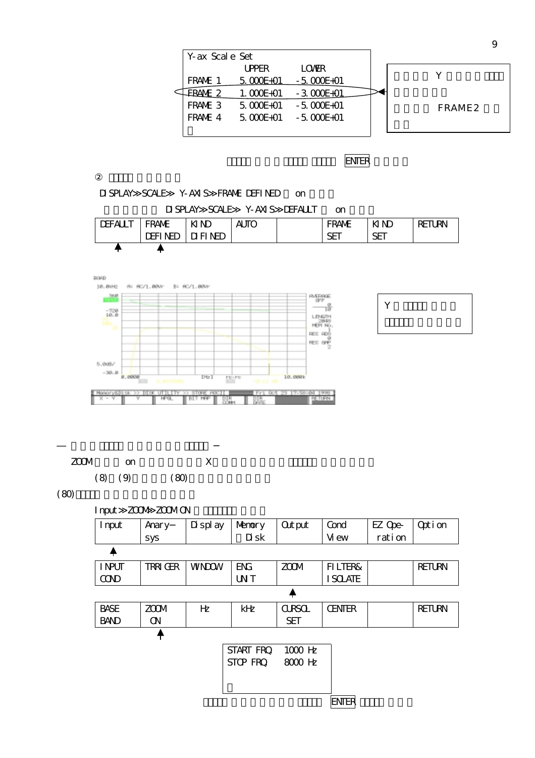```
Y-ax Scale Set
          UPPER       LOWER
FRAME 1   5.000E+01   -5.000E+01
FRAME 2   1.000E+01   -3.000E+01
FRAME 3   5.000E+01   -5.000E+01
FRAME 4   5.000E+01   -5.000E+01
```

Y FRAME2

ENTER

②

DISPLAY>>SCALE>> Y-AXIS>>FRAME DEFINED on

DISPLAY>>SCALE>> Y-AXIS>>DEFAULT on

| | | | | | | | |
|---|---|---|---|---|---|---|---|
| DEFAULT | FRAME DEFINED | KIND DIFINED | AUTO | | FRAME SET | KIND SET | RETURN |

BOARD
10.0kHz A: AC/1.00V B: AC/1.00V
360
-720
10.0
5.0dB/
-30.0
0.0000
[Hz]
10.000k
AVERAGE OFF
LENGTH 2048
MEM No.
REC ADS
REC GAP
Memory&Disk >> DISK UTILITY >> STORE ASCII
X - Y
Y
HPGL
BIT MAP
RETURN

Y

ZOOM on X

(8) (9) (80)

(80)

Input>>ZOOM>>ZOOM ON

| | | | | | | | |
|---|---|---|---|---|---|---|---|
| Input | Anary－sys | Display | Memory &Disk | Output | Cond View | EZ Ope-ration | Option |

| | | | | | | | |
|---|---|---|---|---|---|---|---|
| INPUT COND | TRRIGER | WINDOW | ENG UNIT | ZOOM | FILTER& ISOLATE | | RETURN |

| | | | | | | | |
|---|---|---|---|---|---|---|---|
| BASE BAND | ZOOM ON | Hz | kHz | CURSOL SET | CENTER | | RETURN |

```
START FRQ   1000 Hz
STOP FRQ    8000 Hz
```

ENTER